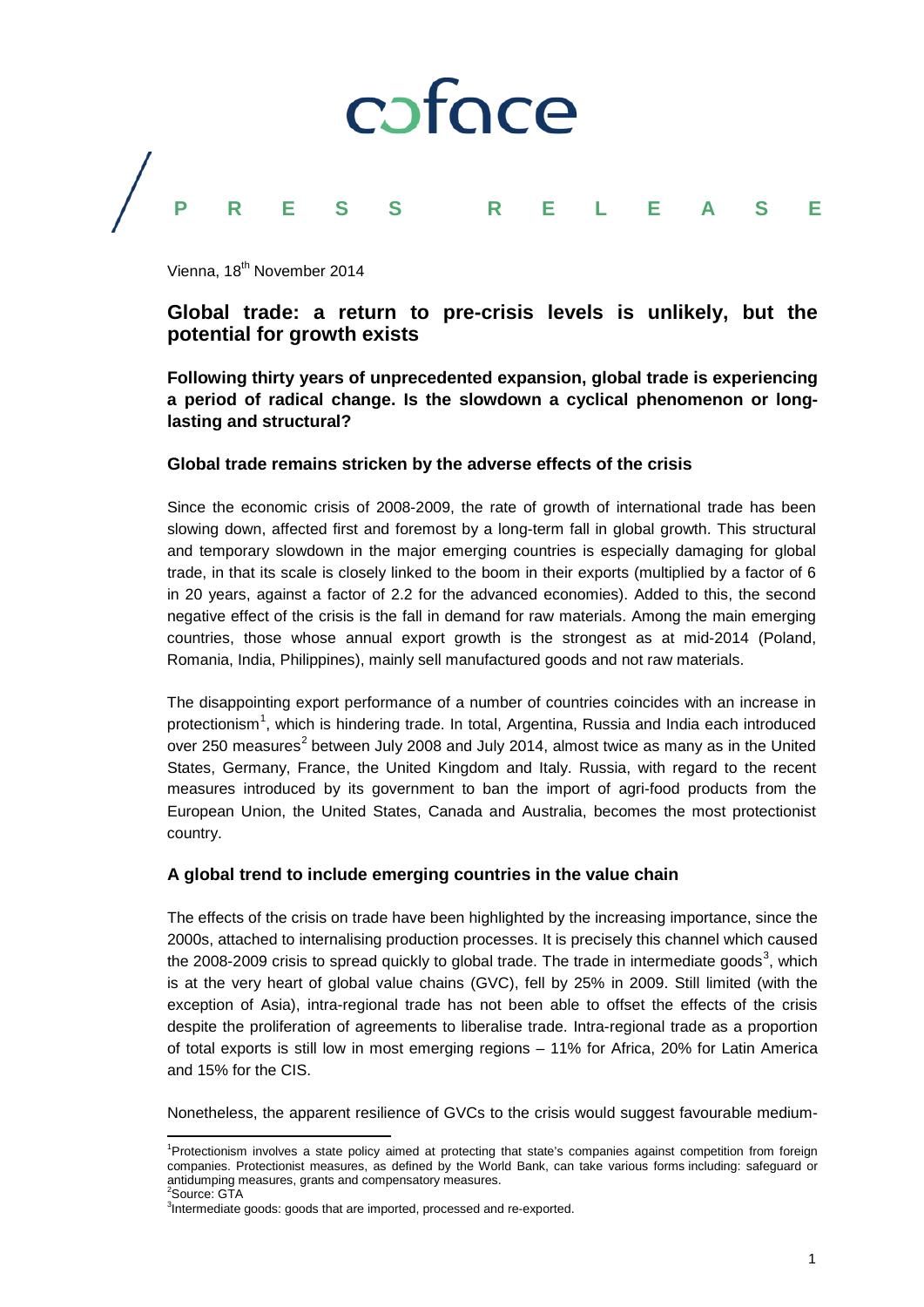coface

PRESS RELEASE

Vienna, 18th November 2014

## Global trade: a return to pre-crisis levels is unlikely, but the potential for growth exists

**Following thirty years of unprecedented expansion, global trade is experiencing a period of radical change. Is the slowdown a cyclical phenomenon or long-lasting and structural?**

### Global trade remains stricken by the adverse effects of the crisis

Since the economic crisis of 2008-2009, the rate of growth of international trade has been slowing down, affected first and foremost by a long-term fall in global growth. This structural and temporary slowdown in the major emerging countries is especially damaging for global trade, in that its scale is closely linked to the boom in their exports (multiplied by a factor of 6 in 20 years, against a factor of 2.2 for the advanced economies). Added to this, the second negative effect of the crisis is the fall in demand for raw materials. Among the main emerging countries, those whose annual export growth is the strongest as at mid-2014 (Poland, Romania, India, Philippines), mainly sell manufactured goods and not raw materials.

The disappointing export performance of a number of countries coincides with an increase in protectionism[1], which is hindering trade. In total, Argentina, Russia and India each introduced over 250 measures[2] between July 2008 and July 2014, almost twice as many as in the United States, Germany, France, the United Kingdom and Italy. Russia, with regard to the recent measures introduced by its government to ban the import of agri-food products from the European Union, the United States, Canada and Australia, becomes the most protectionist country.

### A global trend to include emerging countries in the value chain

The effects of the crisis on trade have been highlighted by the increasing importance, since the 2000s, attached to internalising production processes. It is precisely this channel which caused the 2008-2009 crisis to spread quickly to global trade. The trade in intermediate goods[3], which is at the very heart of global value chains (GVC), fell by 25% in 2009. Still limited (with the exception of Asia), intra-regional trade has not been able to offset the effects of the crisis despite the proliferation of agreements to liberalise trade. Intra-regional trade as a proportion of total exports is still low in most emerging regions – 11% for Africa, 20% for Latin America and 15% for the CIS.

Nonetheless, the apparent resilience of GVCs to the crisis would suggest favourable medium-

---

[1] Protectionism involves a state policy aimed at protecting that state's companies against competition from foreign companies. Protectionist measures, as defined by the World Bank, can take various forms including: safeguard or antidumping measures, grants and compensatory measures.

[2] Source: GTA

[3] Intermediate goods: goods that are imported, processed and re-exported.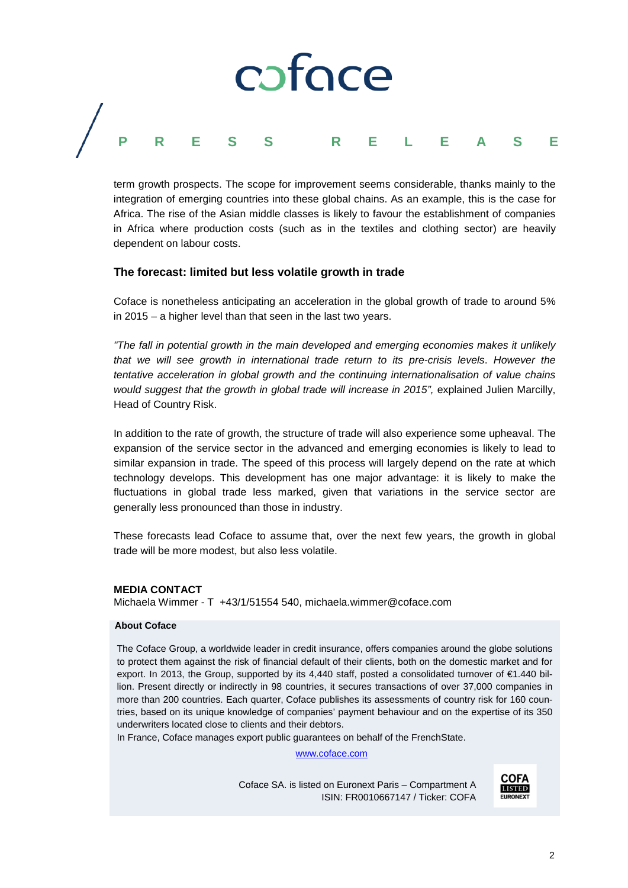term growth prospects. The scope for improvement seems considerable, thanks mainly to the integration of emerging countries into these global chains. As an example, this is the case for Africa. The rise of the Asian middle classes is likely to favour the establishment of companies in Africa where production costs (such as in the textiles and clothing sector) are heavily dependent on labour costs.

## The forecast: limited but less volatile growth in trade

Coface is nonetheless anticipating an acceleration in the global growth of trade to around 5% in 2015 – a higher level than that seen in the last two years.

*"The fall in potential growth in the main developed and emerging economies makes it unlikely that we will see growth in international trade return to its pre-crisis levels. However the tentative acceleration in global growth and the continuing internationalisation of value chains would suggest that the growth in global trade will increase in 2015",* explained Julien Marcilly, Head of Country Risk.

In addition to the rate of growth, the structure of trade will also experience some upheaval. The expansion of the service sector in the advanced and emerging economies is likely to lead to similar expansion in trade. The speed of this process will largely depend on the rate at which technology develops. This development has one major advantage: it is likely to make the fluctuations in global trade less marked, given that variations in the service sector are generally less pronounced than those in industry.

These forecasts lead Coface to assume that, over the next few years, the growth in global trade will be more modest, but also less volatile.

**MEDIA CONTACT**
Michaela Wimmer - T +43/1/51554 540, michaela.wimmer@coface.com

**About Coface**

The Coface Group, a worldwide leader in credit insurance, offers companies around the globe solutions to protect them against the risk of financial default of their clients, both on the domestic market and for export. In 2013, the Group, supported by its 4,440 staff, posted a consolidated turnover of €1.440 billion. Present directly or indirectly in 98 countries, it secures transactions of over 37,000 companies in more than 200 countries. Each quarter, Coface publishes its assessments of country risk for 160 countries, based on its unique knowledge of companies' payment behaviour and on the expertise of its 350 underwriters located close to clients and their debtors.
In France, Coface manages export public guarantees on behalf of the FrenchState.

www.coface.com

Coface SA. is listed on Euronext Paris – Compartment A
ISIN: FR0010667147 / Ticker: COFA

COFA LISTED EURONEXT